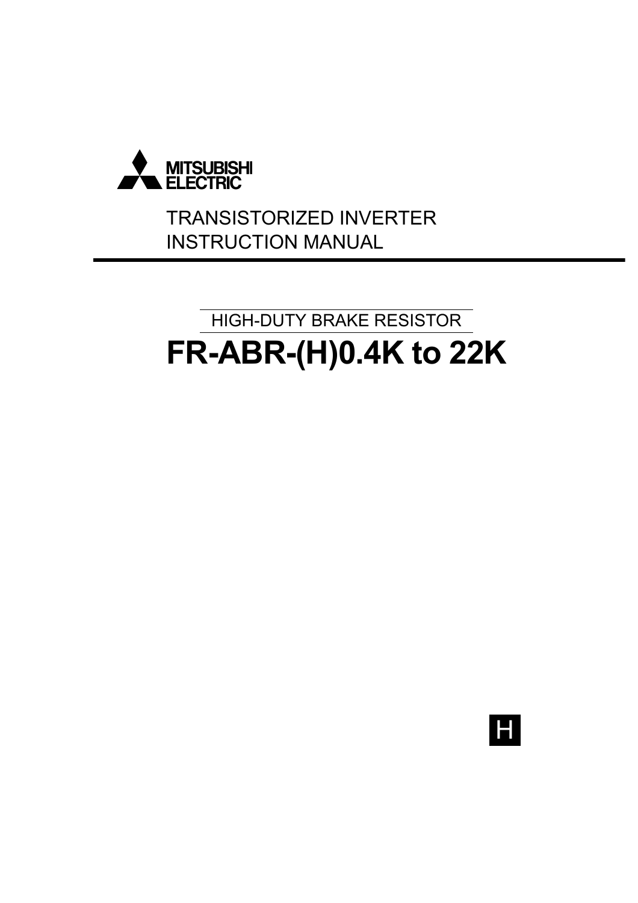MITSUBISHI
ELECTRIC

TRANSISTORIZED INVERTER
INSTRUCTION MANUAL

HIGH-DUTY BRAKE RESISTOR

# FR-ABR-(H)0.4K to 22K

H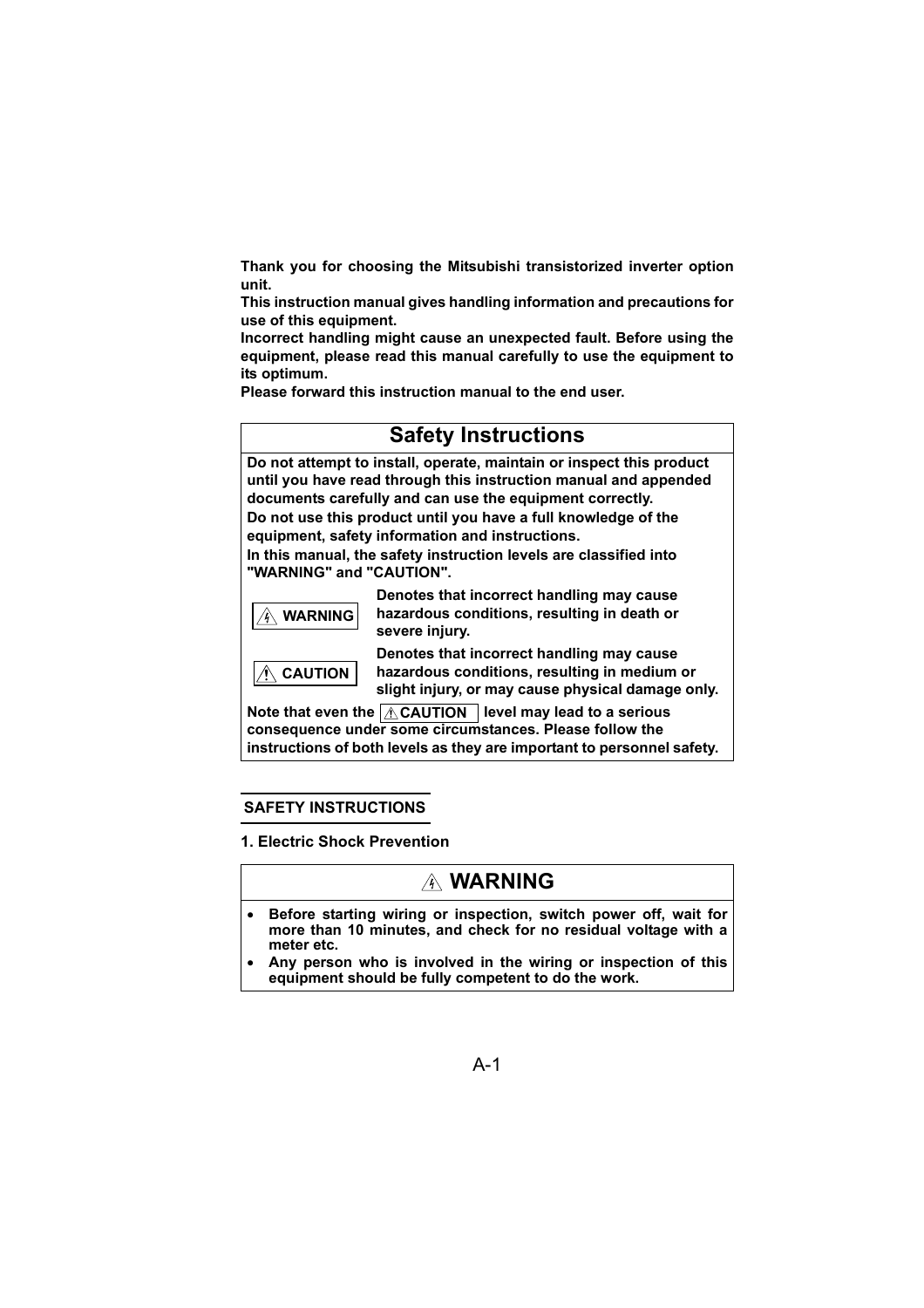**Thank you for choosing the Mitsubishi transistorized inverter option unit.**
**This instruction manual gives handling information and precautions for use of this equipment.**
**Incorrect handling might cause an unexpected fault. Before using the equipment, please read this manual carefully to use the equipment to its optimum.**
**Please forward this instruction manual to the end user.**

## Safety Instructions

**Do not attempt to install, operate, maintain or inspect this product until you have read through this instruction manual and appended documents carefully and can use the equipment correctly.**
**Do not use this product until you have a full knowledge of the equipment, safety information and instructions.**
**In this manual, the safety instruction levels are classified into "WARNING" and "CAUTION".**

| | |
|---|---|
| **⚠ WARNING** | **Denotes that incorrect handling may cause hazardous conditions, resulting in death or severe injury.** |
| **⚠ CAUTION** | **Denotes that incorrect handling may cause hazardous conditions, resulting in medium or slight injury, or may cause physical damage only.** |

**Note that even the ⚠CAUTION level may lead to a serious consequence under some circumstances. Please follow the instructions of both levels as they are important to personnel safety.**

### SAFETY INSTRUCTIONS

**1. Electric Shock Prevention**

**⚠ WARNING**

- **Before starting wiring or inspection, switch power off, wait for more than 10 minutes, and check for no residual voltage with a meter etc.**
- **Any person who is involved in the wiring or inspection of this equipment should be fully competent to do the work.**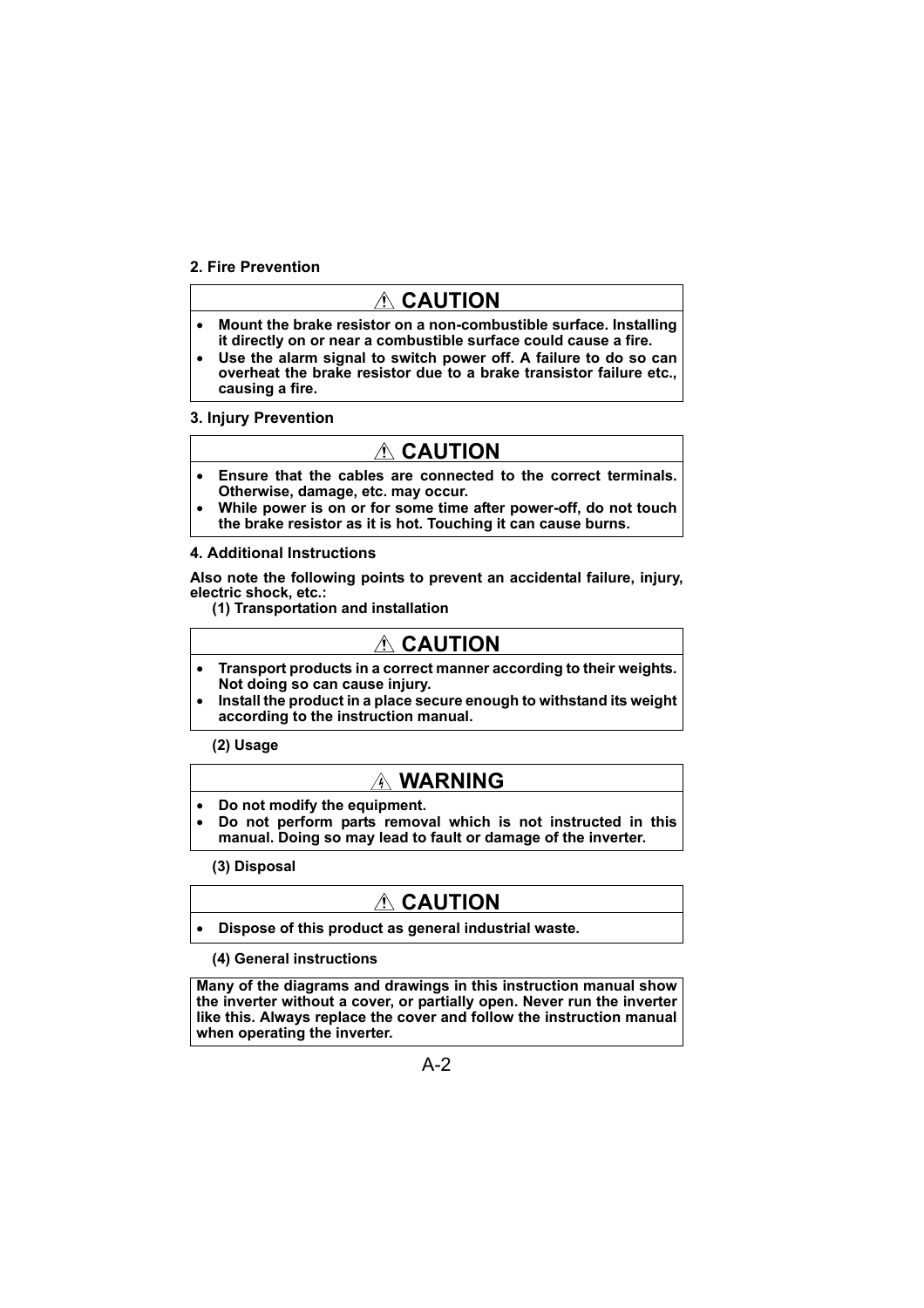**2. Fire Prevention**

**⚠ CAUTION**

- **Mount the brake resistor on a non-combustible surface. Installing it directly on or near a combustible surface could cause a fire.**
- **Use the alarm signal to switch power off. A failure to do so can overheat the brake resistor due to a brake transistor failure etc., causing a fire.**

**3. Injury Prevention**

**⚠ CAUTION**

- **Ensure that the cables are connected to the correct terminals. Otherwise, damage, etc. may occur.**
- **While power is on or for some time after power-off, do not touch the brake resistor as it is hot. Touching it can cause burns.**

**4. Additional Instructions**

**Also note the following points to prevent an accidental failure, injury, electric shock, etc.:**

**(1) Transportation and installation**

**⚠ CAUTION**

- **Transport products in a correct manner according to their weights. Not doing so can cause injury.**
- **Install the product in a place secure enough to withstand its weight according to the instruction manual.**

**(2) Usage**

**⚠ WARNING**

- **Do not modify the equipment.**
- **Do not perform parts removal which is not instructed in this manual. Doing so may lead to fault or damage of the inverter.**

**(3) Disposal**

**⚠ CAUTION**

- **Dispose of this product as general industrial waste.**

**(4) General instructions**

**Many of the diagrams and drawings in this instruction manual show the inverter without a cover, or partially open. Never run the inverter like this. Always replace the cover and follow the instruction manual when operating the inverter.**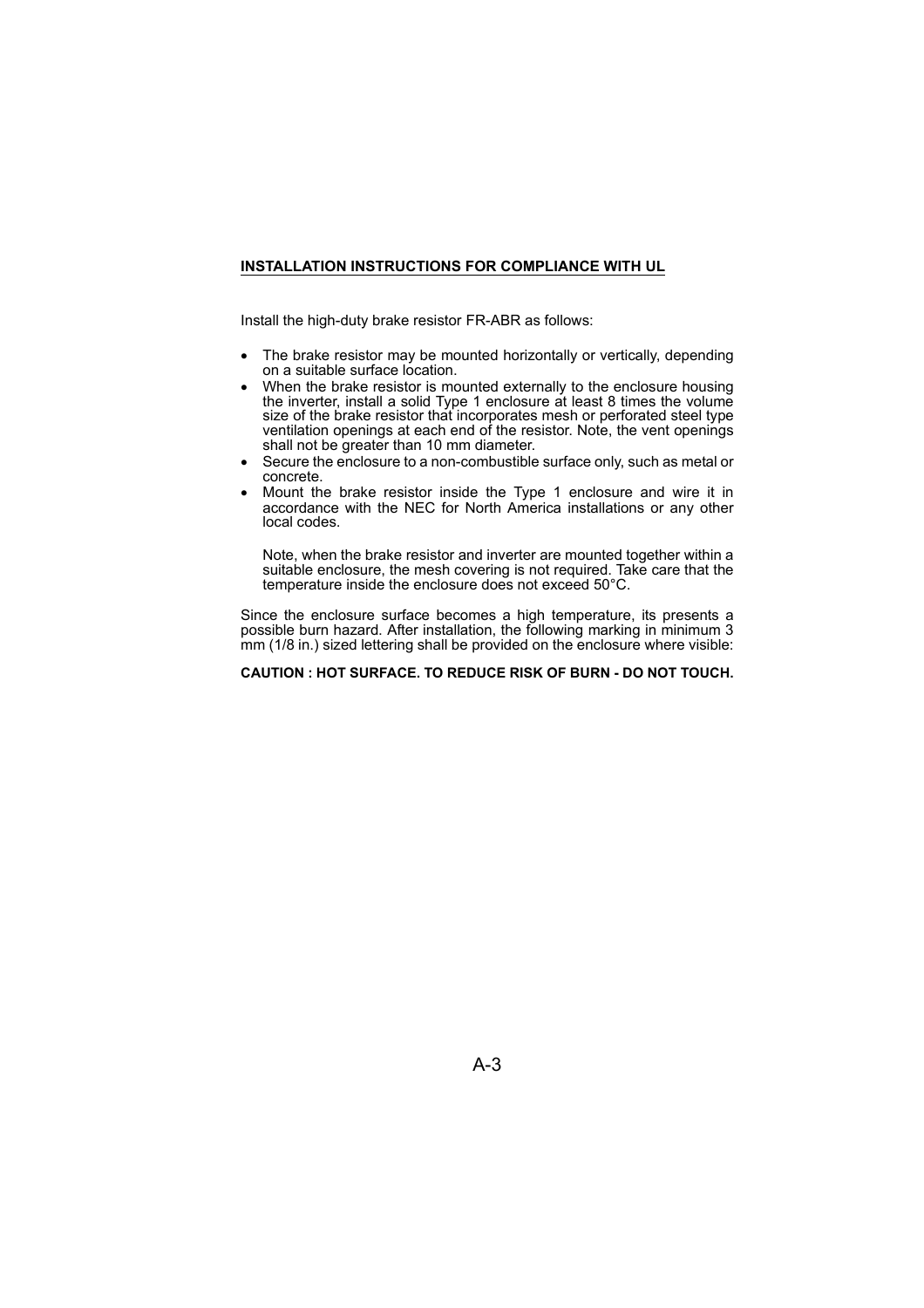## INSTALLATION INSTRUCTIONS FOR COMPLIANCE WITH UL

Install the high-duty brake resistor FR-ABR as follows:

- The brake resistor may be mounted horizontally or vertically, depending on a suitable surface location.
- When the brake resistor is mounted externally to the enclosure housing the inverter, install a solid Type 1 enclosure at least 8 times the volume size of the brake resistor that incorporates mesh or perforated steel type ventilation openings at each end of the resistor. Note, the vent openings shall not be greater than 10 mm diameter.
- Secure the enclosure to a non-combustible surface only, such as metal or concrete.
- Mount the brake resistor inside the Type 1 enclosure and wire it in accordance with the NEC for North America installations or any other local codes.

  Note, when the brake resistor and inverter are mounted together within a suitable enclosure, the mesh covering is not required. Take care that the temperature inside the enclosure does not exceed 50°C.

Since the enclosure surface becomes a high temperature, its presents a possible burn hazard. After installation, the following marking in minimum 3 mm (1/8 in.) sized lettering shall be provided on the enclosure where visible:

**CAUTION : HOT SURFACE. TO REDUCE RISK OF BURN - DO NOT TOUCH.**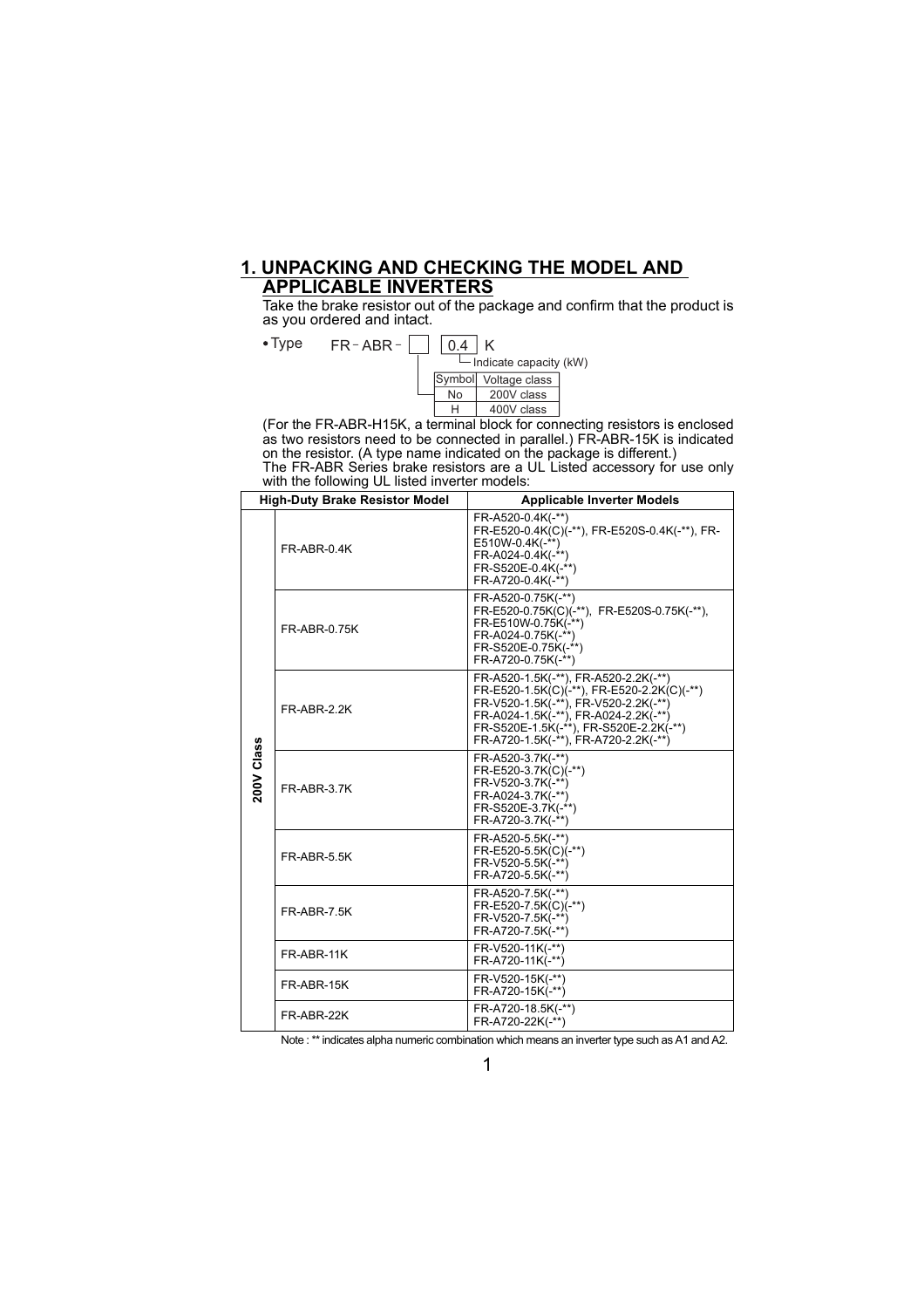## 1. UNPACKING AND CHECKING THE MODEL AND APPLICABLE INVERTERS

Take the brake resistor out of the package and confirm that the product is as you ordered and intact.

- Type FR - ABR - [ ] [0.4] K

  - 0.4: Indicate capacity (kW)
  - [ ]: Voltage class symbol

| Symbol | Voltage class |
|---|---|
| No | 200V class |
| H | 400V class |

(For the FR-ABR-H15K, a terminal block for connecting resistors is enclosed as two resistors need to be connected in parallel.) FR-ABR-15K is indicated on the resistor. (A type name indicated on the package is different.)

The FR-ABR Series brake resistors are a UL Listed accessory for use only with the following UL listed inverter models:

| High-Duty Brake Resistor Model | | Applicable Inverter Models |
|---|---|---|
| 200V Class | FR-ABR-0.4K | FR-A520-0.4K(-**)<br>FR-E520-0.4K(C)(-**), FR-E520S-0.4K(-**), FR-E510W-0.4K(-**)<br>FR-A024-0.4K(-**)<br>FR-S520E-0.4K(-**)<br>FR-A720-0.4K(-**) |
| | FR-ABR-0.75K | FR-A520-0.75K(-**)<br>FR-E520-0.75K(C)(-**), FR-E520S-0.75K(-**), FR-E510W-0.75K(-**)<br>FR-A024-0.75K(-**)<br>FR-S520E-0.75K(-**)<br>FR-A720-0.75K(-**) |
| | FR-ABR-2.2K | FR-A520-1.5K(-**), FR-A520-2.2K(-**)<br>FR-E520-1.5K(C)(-**), FR-E520-2.2K(C)(-**)<br>FR-V520-1.5K(-**), FR-V520-2.2K(-**)<br>FR-A024-1.5K(-**), FR-A024-2.2K(-**)<br>FR-S520E-1.5K(-**), FR-S520E-2.2K(-**)<br>FR-A720-1.5K(-**), FR-A720-2.2K(-**) |
| | FR-ABR-3.7K | FR-A520-3.7K(-**)<br>FR-E520-3.7K(C)(-**)<br>FR-V520-3.7K(-**)<br>FR-A024-3.7K(-**)<br>FR-S520E-3.7K(-**)<br>FR-A720-3.7K(-**) |
| | FR-ABR-5.5K | FR-A520-5.5K(-**)<br>FR-E520-5.5K(C)(-**)<br>FR-V520-5.5K(-**)<br>FR-A720-5.5K(-**) |
| | FR-ABR-7.5K | FR-A520-7.5K(-**)<br>FR-E520-7.5K(C)(-**)<br>FR-V520-7.5K(-**)<br>FR-A720-7.5K(-**) |
| | FR-ABR-11K | FR-V520-11K(-**)<br>FR-A720-11K(-**) |
| | FR-ABR-15K | FR-V520-15K(-**)<br>FR-A720-15K(-**) |
| | FR-ABR-22K | FR-A720-18.5K(-**)<br>FR-A720-22K(-**) |

Note : ** indicates alpha numeric combination which means an inverter type such as A1 and A2.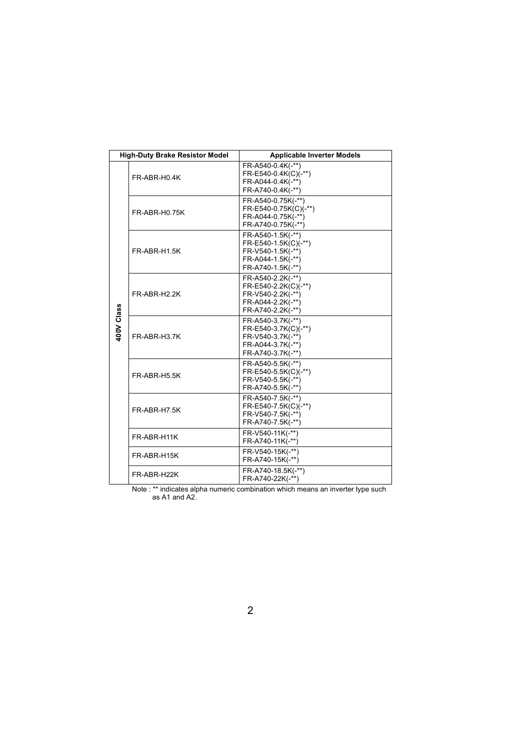| | High-Duty Brake Resistor Model | Applicable Inverter Models |
|---|---|---|
| 400V Class | FR-ABR-H0.4K | FR-A540-0.4K(-**)<br>FR-E540-0.4K(C)(-**)<br>FR-A044-0.4K(-**)<br>FR-A740-0.4K(-**) |
| | FR-ABR-H0.75K | FR-A540-0.75K(-**)<br>FR-E540-0.75K(C)(-**)<br>FR-A044-0.75K(-**)<br>FR-A740-0.75K(-**) |
| | FR-ABR-H1.5K | FR-A540-1.5K(-**)<br>FR-E540-1.5K(C)(-**)<br>FR-V540-1.5K(-**)<br>FR-A044-1.5K(-**)<br>FR-A740-1.5K(-**) |
| | FR-ABR-H2.2K | FR-A540-2.2K(-**)<br>FR-E540-2.2K(C)(-**)<br>FR-V540-2.2K(-**)<br>FR-A044-2.2K(-**)<br>FR-A740-2.2K(-**) |
| | FR-ABR-H3.7K | FR-A540-3.7K(-**)<br>FR-E540-3.7K(C)(-**)<br>FR-V540-3.7K(-**)<br>FR-A044-3.7K(-**)<br>FR-A740-3.7K(-**) |
| | FR-ABR-H5.5K | FR-A540-5.5K(-**)<br>FR-E540-5.5K(C)(-**)<br>FR-V540-5.5K(-**)<br>FR-A740-5.5K(-**) |
| | FR-ABR-H7.5K | FR-A540-7.5K(-**)<br>FR-E540-7.5K(C)(-**)<br>FR-V540-7.5K(-**)<br>FR-A740-7.5K(-**) |
| | FR-ABR-H11K | FR-V540-11K(-**)<br>FR-A740-11K(-**) |
| | FR-ABR-H15K | FR-V540-15K(-**)<br>FR-A740-15K(-**) |
| | FR-ABR-H22K | FR-A740-18.5K(-**)<br>FR-A740-22K(-**) |

Note : ** indicates alpha numeric combination which means an inverter type such as A1 and A2.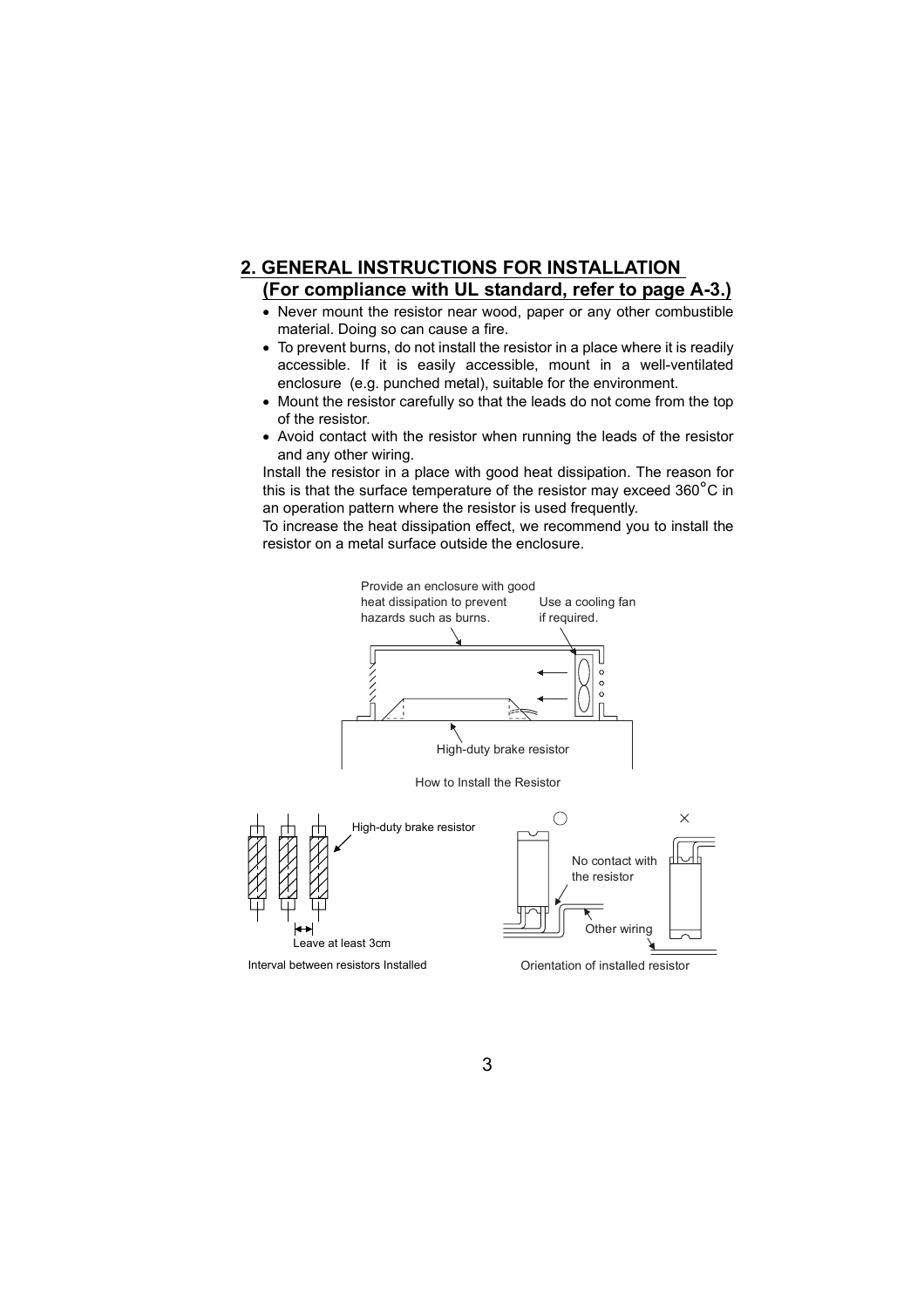## 2. GENERAL INSTRUCTIONS FOR INSTALLATION (For compliance with UL standard, refer to page A-3.)

- Never mount the resistor near wood, paper or any other combustible material. Doing so can cause a fire.
- To prevent burns, do not install the resistor in a place where it is readily accessible. If it is easily accessible, mount in a well-ventilated enclosure (e.g. punched metal), suitable for the environment.
- Mount the resistor carefully so that the leads do not come from the top of the resistor.
- Avoid contact with the resistor when running the leads of the resistor and any other wiring.

Install the resistor in a place with good heat dissipation. The reason for this is that the surface temperature of the resistor may exceed 360°C in an operation pattern where the resistor is used frequently.

To increase the heat dissipation effect, we recommend you to install the resistor on a metal surface outside the enclosure.

Provide an enclosure with good heat dissipation to prevent hazards such as burns.

Use a cooling fan if required.

High-duty brake resistor

How to Install the Resistor

High-duty brake resistor

Leave at least 3cm

Interval between resistors Installed

○ ×

No contact with the resistor

Other wiring

Orientation of installed resistor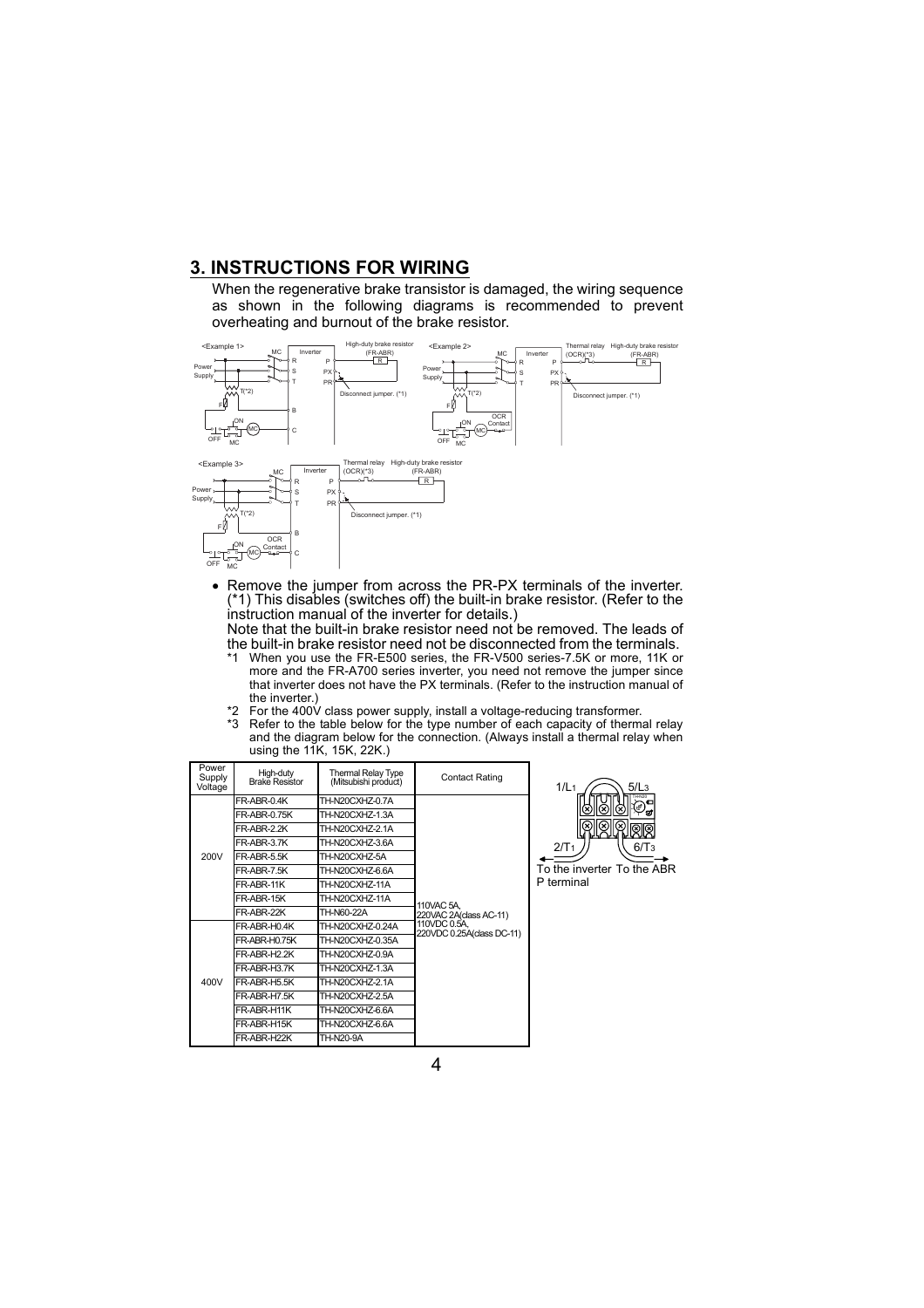## 3. INSTRUCTIONS FOR WIRING

When the regenerative brake transistor is damaged, the wiring sequence as shown in the following diagrams is recommended to prevent overheating and burnout of the brake resistor.

- Remove the jumper from across the PR-PX terminals of the inverter. (*1) This disables (switches off) the built-in brake resistor. (Refer to the instruction manual of the inverter for details.)
  Note that the built-in brake resistor need not be removed. The leads of the built-in brake resistor need not be disconnected from the terminals.

  *1 When you use the FR-E500 series, the FR-V500 series-7.5K or more, 11K or more and the FR-A700 series inverter, you need not remove the jumper since that inverter does not have the PX terminals. (Refer to the instruction manual of the inverter.)

  *2 For the 400V class power supply, install a voltage-reducing transformer.

  *3 Refer to the table below for the type number of each capacity of thermal relay and the diagram below for the connection. (Always install a thermal relay when using the 11K, 15K, 22K.)

| Power Supply Voltage | High-duty Brake Resistor | Thermal Relay Type (Mitsubishi product) | Contact Rating |
|---|---|---|---|
| 200V | FR-ABR-0.4K | TH-N20CXHZ-0.7A | 110VAC 5A, 220VAC 2A(class AC-11) 110VDC 0.5A, 220VDC 0.25A(class DC-11) |
| | FR-ABR-0.75K | TH-N20CXHZ-1.3A | |
| | FR-ABR-2.2K | TH-N20CXHZ-2.1A | |
| | FR-ABR-3.7K | TH-N20CXHZ-3.6A | |
| | FR-ABR-5.5K | TH-N20CXHZ-5A | |
| | FR-ABR-7.5K | TH-N20CXHZ-6.6A | |
| | FR-ABR-11K | TH-N20CXHZ-11A | |
| | FR-ABR-15K | TH-N20CXHZ-11A | |
| | FR-ABR-22K | TH-N60-22A | |
| 400V | FR-ABR-H0.4K | TH-N20CXHZ-0.24A | |
| | FR-ABR-H0.75K | TH-N20CXHZ-0.35A | |
| | FR-ABR-H2.2K | TH-N20CXHZ-0.9A | |
| | FR-ABR-H3.7K | TH-N20CXHZ-1.3A | |
| | FR-ABR-H5.5K | TH-N20CXHZ-2.1A | |
| | FR-ABR-H7.5K | TH-N20CXHZ-2.5A | |
| | FR-ABR-H11K | TH-N20CXHZ-6.6A | |
| | FR-ABR-H15K | TH-N20CXHZ-6.6A | |
| | FR-ABR-H22K | TH-N20-9A | |

1/L1 5/L3 2/T1 6/T3

To the inverter P terminal To the ABR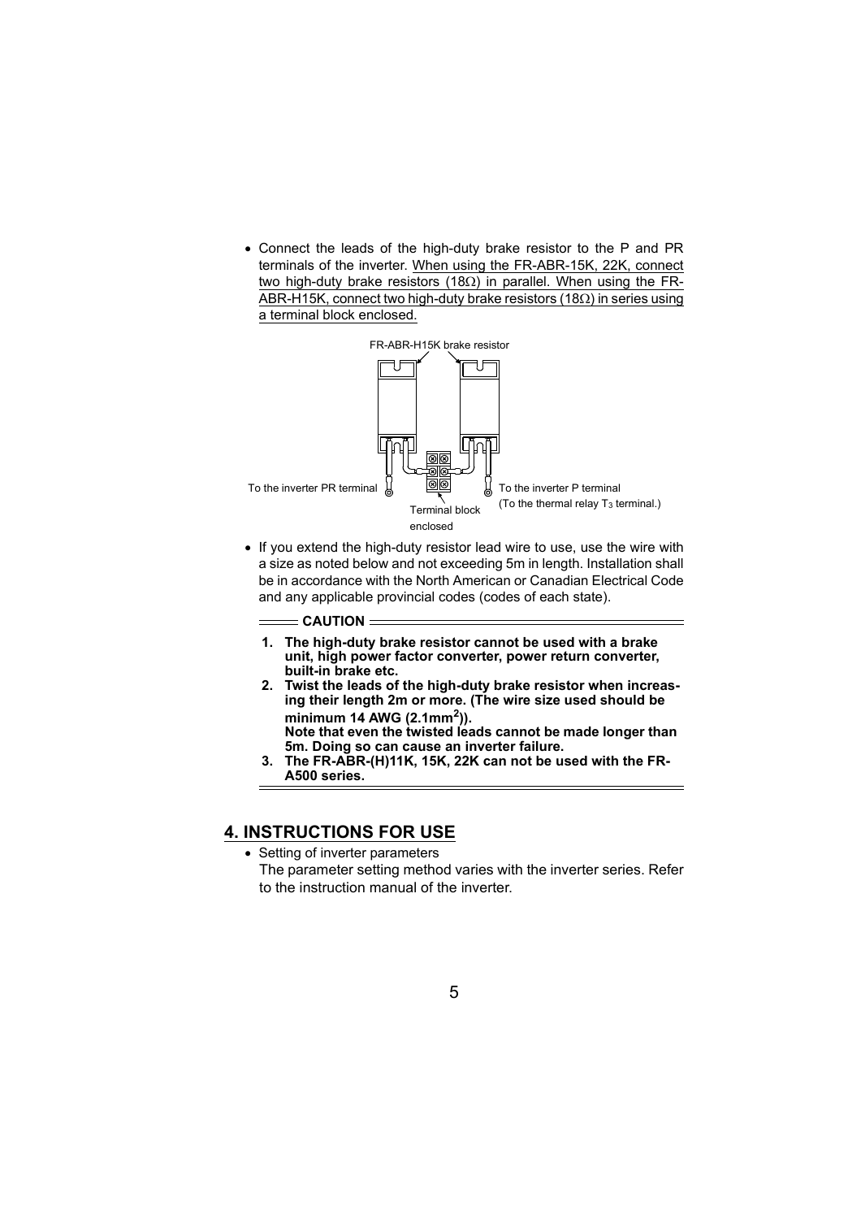- Connect the leads of the high-duty brake resistor to the P and PR terminals of the inverter. When using the FR-ABR-15K, 22K, connect two high-duty brake resistors (18Ω) in parallel. When using the FR-ABR-H15K, connect two high-duty brake resistors (18Ω) in series using a terminal block enclosed.

FR-ABR-H15K brake resistor

To the inverter PR terminal

Terminal block enclosed

To the inverter P terminal (To the thermal relay $T_3$ terminal.)

- If you extend the high-duty resistor lead wire to use, use the wire with a size as noted below and not exceeding 5m in length. Installation shall be in accordance with the North American or Canadian Electrical Code and any applicable provincial codes (codes of each state).

**CAUTION**

1. **The high-duty brake resistor cannot be used with a brake unit, high power factor converter, power return converter, built-in brake etc.**
2. **Twist the leads of the high-duty brake resistor when increasing their length 2m or more. (The wire size used should be minimum 14 AWG (2.1mm$^2$)).**
   **Note that even the twisted leads cannot be made longer than 5m. Doing so can cause an inverter failure.**
3. **The FR-ABR-(H)11K, 15K, 22K can not be used with the FR-A500 series.**

## 4. INSTRUCTIONS FOR USE

- Setting of inverter parameters
  The parameter setting method varies with the inverter series. Refer to the instruction manual of the inverter.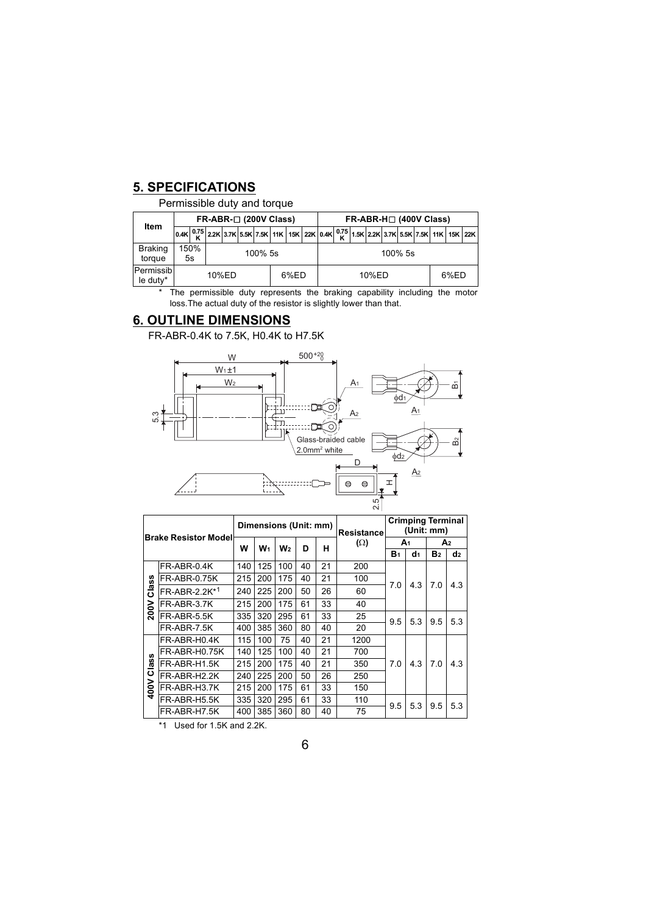## 5. SPECIFICATIONS

Permissible duty and torque

| Item | FR-ABR-□ (200V Class) | | | | | | | | | | FR-ABR-H□ (400V Class) | | | | | | | | | | |
|---|---|---|---|---|---|---|---|---|---|---|---|---|---|---|---|---|---|---|---|---|---|
| | 0.4K | 0.75K | 2.2K | 3.7K | 5.5K | 7.5K | 11K | 15K | 22K | | 0.4K | 0.75K | 1.5K | 2.2K | 3.7K | 5.5K | 7.5K | 11K | 15K | 22K | |
| Braking torque | 150% 5s | | 100% 5s | | | | | | | | 100% 5s | | | | | | | | | | |
| Permissible duty* | 10%ED | | | | | | 6%ED | | | | 10%ED | | | | | | | 6%ED | | | |

\* The permissible duty represents the braking capability including the motor loss.The actual duty of the resistor is slightly lower than that.

## 6. OUTLINE DIMENSIONS

FR-ABR-0.4K to 7.5K, H0.4K to H7.5K

W, $W_1 \pm 1$, $W_2$, $500^{+20}_{0}$, 5.3, $A_1$, $A_2$, Glass-braided cable $2.0mm^2$ white, $B_1$, $\phi d_1$, $B_2$, $\phi d_2$, D, H, 2.5

| | Brake Resistor Model | Dimensions (Unit: mm) | | | | | Resistance (Ω) | Crimping Terminal (Unit: mm) | | | |
|---|---|---|---|---|---|---|---|---|---|---|---|
| | | W | $W_1$ | $W_2$ | D | H | | $A_1$ | | $A_2$ | |
| | | | | | | | | $B_1$ | $d_1$ | $B_2$ | $d_2$ |
| 200V Class | FR-ABR-0.4K | 140 | 125 | 100 | 40 | 21 | 200 | 7.0 | 4.3 | 7.0 | 4.3 |
| | FR-ABR-0.75K | 215 | 200 | 175 | 40 | 21 | 100 | | | | |
| | FR-ABR-2.2K*1 | 240 | 225 | 200 | 50 | 26 | 60 | | | | |
| | FR-ABR-3.7K | 215 | 200 | 175 | 61 | 33 | 40 | | | | |
| | FR-ABR-5.5K | 335 | 320 | 295 | 61 | 33 | 25 | 9.5 | 5.3 | 9.5 | 5.3 |
| | FR-ABR-7.5K | 400 | 385 | 360 | 80 | 40 | 20 | | | | |
| 400V Class | FR-ABR-H0.4K | 115 | 100 | 75 | 40 | 21 | 1200 | 7.0 | 4.3 | 7.0 | 4.3 |
| | FR-ABR-H0.75K | 140 | 125 | 100 | 40 | 21 | 700 | | | | |
| | FR-ABR-H1.5K | 215 | 200 | 175 | 40 | 21 | 350 | | | | |
| | FR-ABR-H2.2K | 240 | 225 | 200 | 50 | 26 | 250 | | | | |
| | FR-ABR-H3.7K | 215 | 200 | 175 | 61 | 33 | 150 | | | | |
| | FR-ABR-H5.5K | 335 | 320 | 295 | 61 | 33 | 110 | 9.5 | 5.3 | 9.5 | 5.3 |
| | FR-ABR-H7.5K | 400 | 385 | 360 | 80 | 40 | 75 | | | | |

\*1 Used for 1.5K and 2.2K.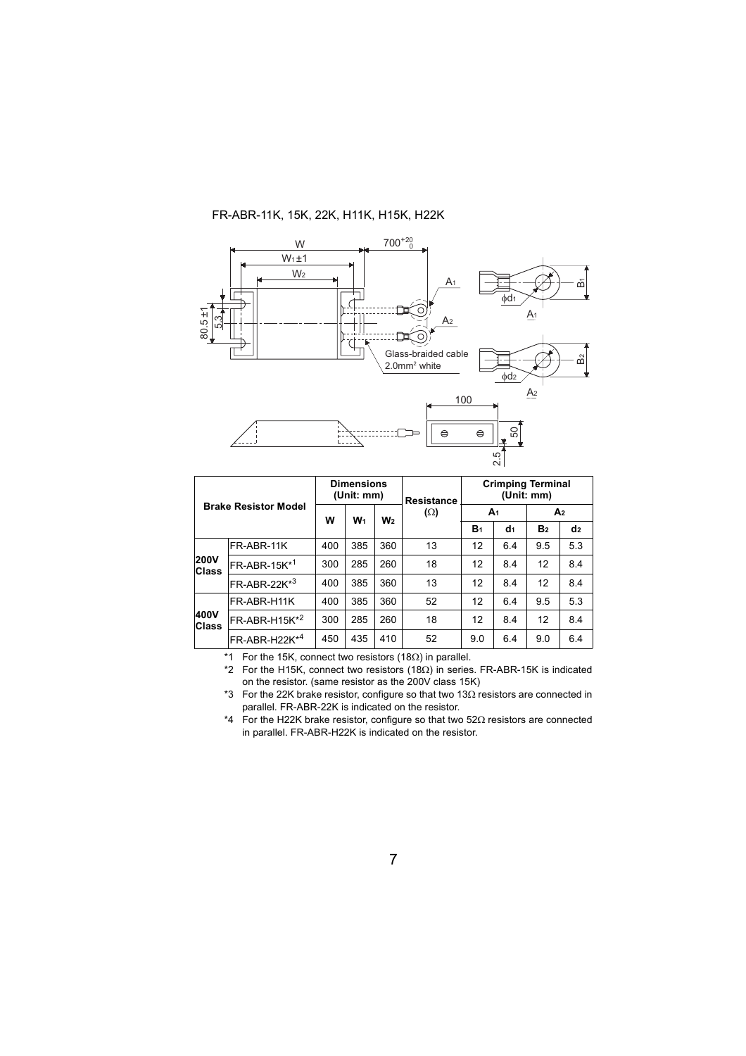FR-ABR-11K, 15K, 22K, H11K, H15K, H22K

| Brake Resistor Model | | Dimensions (Unit: mm) | | | Resistance (Ω) | Crimping Terminal (Unit: mm) | | | |
|---|---|---|---|---|---|---|---|---|---|
| | | W | $W_1$ | $W_2$ | | $A_1$ | | $A_2$ | |
| | | | | | | $B_1$ | $d_1$ | $B_2$ | $d_2$ |
| **200V Class** | FR-ABR-11K | 400 | 385 | 360 | 13 | 12 | 6.4 | 9.5 | 5.3 |
| | FR-ABR-15K*1 | 300 | 285 | 260 | 18 | 12 | 8.4 | 12 | 8.4 |
| | FR-ABR-22K*3 | 400 | 385 | 360 | 13 | 12 | 8.4 | 12 | 8.4 |
| **400V Class** | FR-ABR-H11K | 400 | 385 | 360 | 52 | 12 | 6.4 | 9.5 | 5.3 |
| | FR-ABR-H15K*2 | 300 | 285 | 260 | 18 | 12 | 8.4 | 12 | 8.4 |
| | FR-ABR-H22K*4 | 450 | 435 | 410 | 52 | 9.0 | 6.4 | 9.0 | 6.4 |

*1 For the 15K, connect two resistors (18Ω) in parallel.

*2 For the H15K, connect two resistors (18Ω) in series. FR-ABR-15K is indicated on the resistor. (same resistor as the 200V class 15K)

*3 For the 22K brake resistor, configure so that two 13Ω resistors are connected in parallel. FR-ABR-22K is indicated on the resistor.

*4 For the H22K brake resistor, configure so that two 52Ω resistors are connected in parallel. FR-ABR-H22K is indicated on the resistor.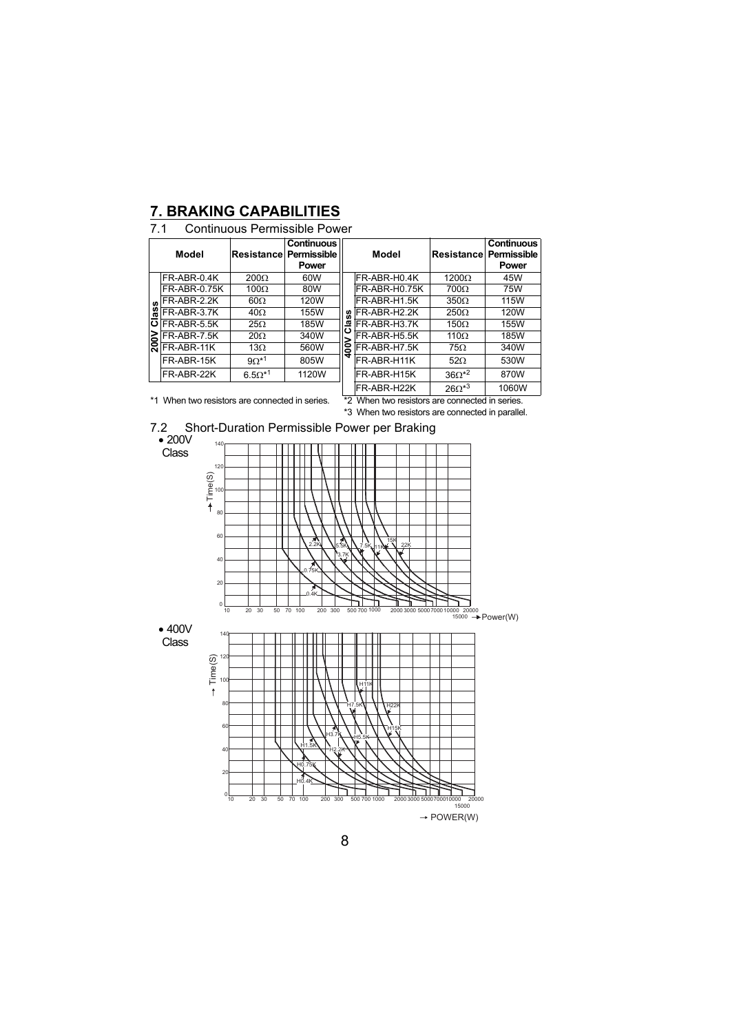# 7. BRAKING CAPABILITIES

## 7.1 Continuous Permissible Power

| | Model | Resistance | Continuous Permissible Power |
|---|---|---|---|
| 200V Class | FR-ABR-0.4K | 200Ω | 60W |
| | FR-ABR-0.75K | 100Ω | 80W |
| | FR-ABR-2.2K | 60Ω | 120W |
| | FR-ABR-3.7K | 40Ω | 155W |
| | FR-ABR-5.5K | 25Ω | 185W |
| | FR-ABR-7.5K | 20Ω | 340W |
| | FR-ABR-11K | 13Ω | 560W |
| | FR-ABR-15K | 9Ω*1 | 805W |
| | FR-ABR-22K | 6.5Ω*1 | 1120W |

*1 When two resistors are connected in series.

| | Model | Resistance | Continuous Permissible Power |
|---|---|---|---|
| 400V Class | FR-ABR-H0.4K | 1200Ω | 45W |
| | FR-ABR-H0.75K | 700Ω | 75W |
| | FR-ABR-H1.5K | 350Ω | 115W |
| | FR-ABR-H2.2K | 250Ω | 120W |
| | FR-ABR-H3.7K | 150Ω | 155W |
| | FR-ABR-H5.5K | 110Ω | 185W |
| | FR-ABR-H7.5K | 75Ω | 340W |
| | FR-ABR-H11K | 52Ω | 530W |
| | FR-ABR-H15K | 36Ω*2 | 870W |
| | FR-ABR-H22K | 26Ω*3 | 1060W |

*2 When two resistors are connected in series.

*3 When two resistors are connected in parallel.

## 7.2 Short-Duration Permissible Power per Braking

- 200V Class

(Graph: Time(S) vs. Power(W); curves for 0.4K, 0.75K, 2.2K, 3.7K, 5.5K, 7.5K, 11K, 15K, 22K)

- 400V Class

(Graph: Time(S) vs. POWER(W); curves for H0.4K, H0.75K, H1.5K, H2.2K, H3.7K, H5.5K, H7.5K, H11K, H15K, H22K)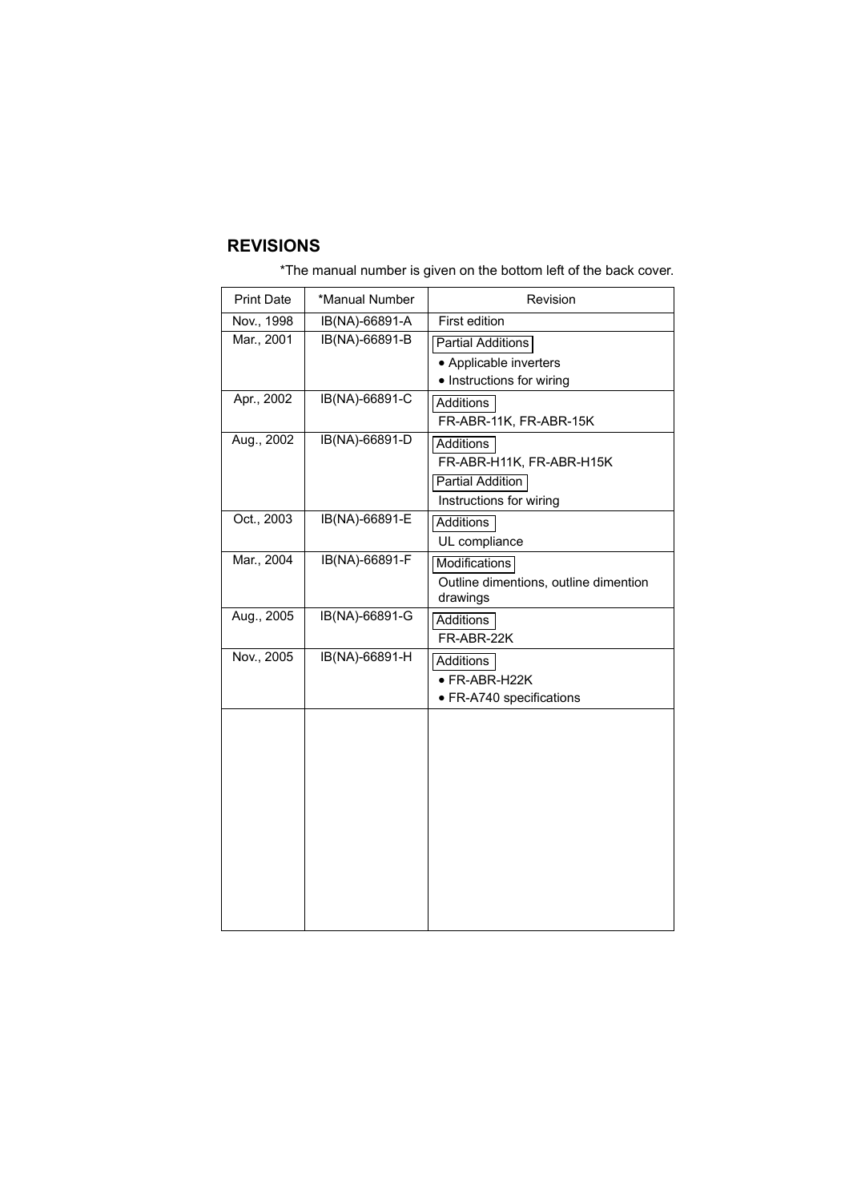## REVISIONS

*The manual number is given on the bottom left of the back cover.

| Print Date | *Manual Number | Revision |
|---|---|---|
| Nov., 1998 | IB(NA)-66891-A | First edition |
| Mar., 2001 | IB(NA)-66891-B | Partial Additions<br>• Applicable inverters<br>• Instructions for wiring |
| Apr., 2002 | IB(NA)-66891-C | Additions<br>FR-ABR-11K, FR-ABR-15K |
| Aug., 2002 | IB(NA)-66891-D | Additions<br>FR-ABR-H11K, FR-ABR-H15K<br>Partial Addition<br>Instructions for wiring |
| Oct., 2003 | IB(NA)-66891-E | Additions<br>UL compliance |
| Mar., 2004 | IB(NA)-66891-F | Modifications<br>Outline dimentions, outline dimention drawings |
| Aug., 2005 | IB(NA)-66891-G | Additions<br>FR-ABR-22K |
| Nov., 2005 | IB(NA)-66891-H | Additions<br>• FR-ABR-H22K<br>• FR-A740 specifications |
| | | |